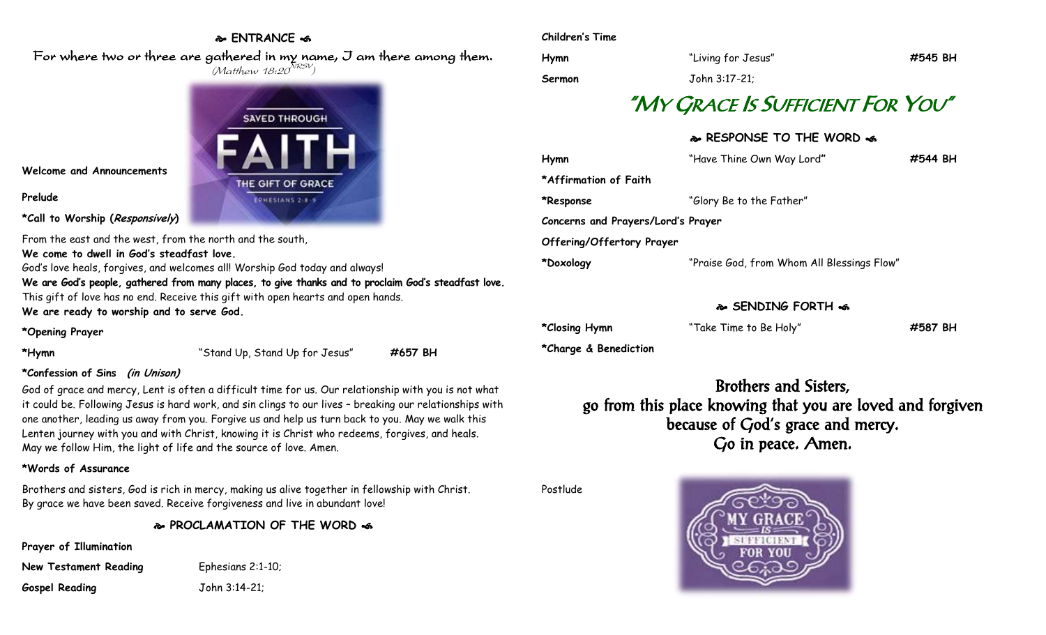## ENTRANCE

*For where two or three are gathered in my name, I am there among them.*
*(Matthew 18:20 NRSV)*

**Welcome and Announcements**

**Prelude**

**\*Call to Worship (*Responsively*)**

From the east and the west, from the north and the south,
**We come to dwell in God's steadfast love.**
God's love heals, forgives, and welcomes all! Worship God today and always!
**We are God's people, gathered from many places, to give thanks and to proclaim God's steadfast love.**
This gift of love has no end. Receive this gift with open hearts and open hands.
**We are ready to worship and to serve God.**

**\*Opening Prayer**

**\*Hymn** "Stand Up, Stand Up for Jesus" **#657 BH**

**\*Confession of Sins *(in Unison)***

God of grace and mercy, Lent is often a difficult time for us. Our relationship with you is not what it could be. Following Jesus is hard work, and sin clings to our lives – breaking our relationships with one another, leading us away from you. Forgive us and help us turn back to you. May we walk this Lenten journey with you and with Christ, knowing it is Christ who redeems, forgives, and heals. May we follow Him, the light of life and the source of love. Amen.

**\*Words of Assurance**

Brothers and sisters, God is rich in mercy, making us alive together in fellowship with Christ. By grace we have been saved. Receive forgiveness and live in abundant love!

## PROCLAMATION OF THE WORD

**Prayer of Illumination**

**New Testament Reading** Ephesians 2:1-10;

**Gospel Reading** John 3:14-21;

**Children's Time**

**Hymn** "Living for Jesus" **#545 BH**

**Sermon** John 3:17-21;

# "My Grace Is Sufficient For You"

## RESPONSE TO THE WORD

**Hymn** "Have Thine Own Way Lord" **#544 BH**

**\*Affirmation of Faith**

**\*Response** "Glory Be to the Father"

**Concerns and Prayers/Lord's Prayer**

**Offering/Offertory Prayer**

**\*Doxology** "Praise God, from Whom All Blessings Flow"

## SENDING FORTH

**\*Closing Hymn** "Take Time to Be Holy" **#587 BH**

**\*Charge & Benediction**

**Brothers and Sisters,**
**go from this place knowing that you are loved and forgiven**
**because of God's grace and mercy.**
**Go in peace. Amen.**

Postlude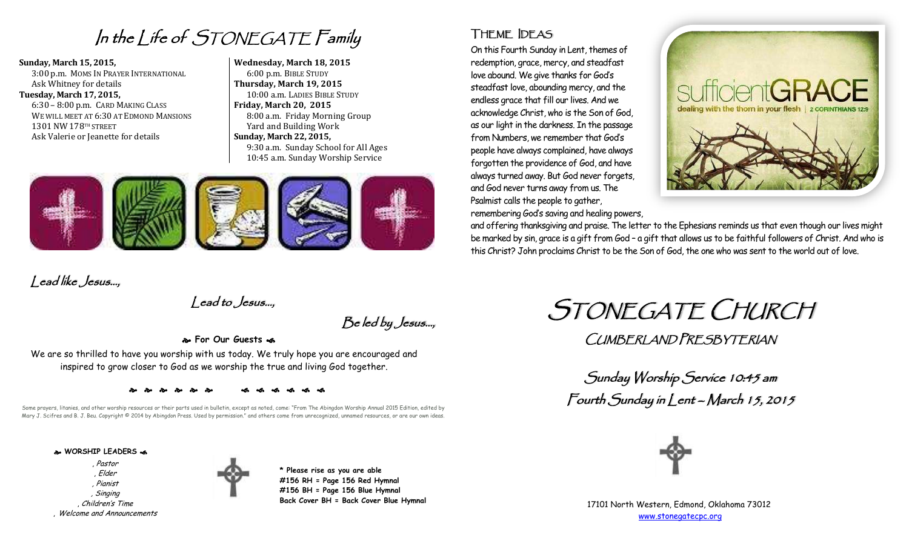# In the Life of STONEGATE Family

**Sunday, March 15, 2015,**
3:00 p.m. MOMS IN PRAYER INTERNATIONAL
Ask Whitney for details

**Tuesday, March 17, 2015,**
6:30 – 8:00 p.m. CARD MAKING CLASS
WE WILL MEET AT 6:30 AT EDMOND MANSIONS
1301 NW 178TH STREET
Ask Valerie or Jeanette for details

**Wednesday, March 18, 2015**
6:00 p.m. BIBLE STUDY

**Thursday, March 19, 2015**
10:00 a.m. LADIES BIBLE STUDY

**Friday, March 20, 2015**
8:00 a.m. Friday Morning Group
Yard and Building Work

**Sunday, March 22, 2015,**
9:30 a.m. Sunday School for All Ages
10:45 a.m. Sunday Worship Service

*Lead like Jesus...,*

*Lead to Jesus...,*

*Be led by Jesus...,*

**For Our Guests**

We are so thrilled to have you worship with us today. We truly hope you are encouraged and inspired to grow closer to God as we worship the true and living God together.

Some prayers, litanies, and other worship resources or their parts used in bulletin, except as noted, come: "From The Abingdon Worship Annual 2015 Edition, edited by Mary J. Scifres and B. J. Beu. Copyright © 2014 by Abingdon Press. Used by permission." and others come from unrecognized, unnamed resources, or are our own ideas.

**WORSHIP LEADERS**

*, Pastor*
*, Elder*
*, Pianist*
*, Singing*
*, Children's Time*
*, Welcome and Announcements*

**\* Please rise as you are able**
**#156 RH = Page 156 Red Hymnal**
**#156 BH = Page 156 Blue Hymnal**
**Back Cover BH = Back Cover Blue Hymnal**

## THEME IDEAS

On this Fourth Sunday in Lent, themes of redemption, grace, mercy, and steadfast love abound. We give thanks for God's steadfast love, abounding mercy, and the endless grace that fill our lives. And we acknowledge Christ, who is the Son of God, as our light in the darkness. In the passage from Numbers, we remember that God's people have always complained, have always forgotten the providence of God, and have always turned away. But God never forgets, and God never turns away from us. The Psalmist calls the people to gather, remembering God's saving and healing powers, and offering thanksgiving and praise. The letter to the Ephesians reminds us that even though our lives might be marked by sin, grace is a gift from God – a gift that allows us to be faithful followers of Christ. And who is this Christ? John proclaims Christ to be the Son of God, the one who was sent to the world out of love.

sufficientGRACE
dealing with the thorn in your flesh | 2 CORINTHIANS 12:9

# STONEGATE CHURCH

## CUMBERLAND PRESBYTERIAN

*Sunday Worship Service 10:45 am*
*Fourth Sunday in Lent – March 15, 2015*

17101 North Western, Edmond, Oklahoma 73012
www.stonegatecpc.org